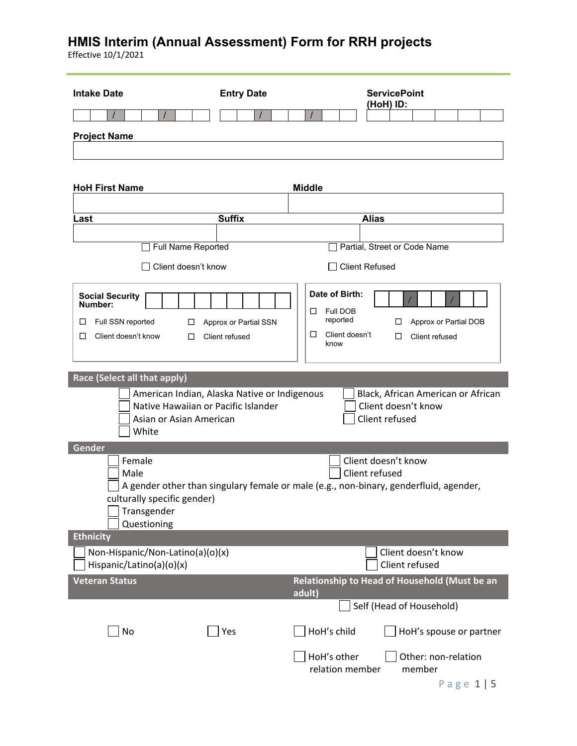# HMIS Interim (Annual Assessment) Form for RRH projects

Effective 10/1/2021

**Intake Date** ___ / ___ / ___

**Entry Date** ___ / ___ / ___

**ServicePoint (HoH) ID:**

**Project Name**

**HoH First Name**

**Middle**

**Last**

**Suffix**

**Alias**

☐ Full Name Reported ☐ Partial, Street or Code Name

☐ Client doesn't know ☐ Client Refused

**Social Security Number:**

☐ Full SSN reported ☐ Approx or Partial SSN

☐ Client doesn't know ☐ Client refused

**Date of Birth:** ___ / ___ / ___

☐ Full DOB reported ☐ Approx or Partial DOB

☐ Client doesn't know ☐ Client refused

## Race (Select all that apply)

☐ American Indian, Alaska Native or Indigenous

☐ Native Hawaiian or Pacific Islander

☐ Asian or Asian American

☐ White

☐ Black, African American or African

☐ Client doesn't know

☐ Client refused

## Gender

☐ Female

☐ Male

☐ A gender other than singulary female or male (e.g., non-binary, genderfluid, agender, culturally specific gender)

☐ Transgender

☐ Questioning

☐ Client doesn't know

☐ Client refused

## Ethnicity

☐ Non-Hispanic/Non-Latino(a)(o)(x)

☐ Hispanic/Latino(a)(o)(x)

☐ Client doesn't know

☐ Client refused

## Veteran Status

☐ No ☐ Yes

## Relationship to Head of Household (Must be an adult)

☐ Self (Head of Household)

☐ HoH's child ☐ HoH's spouse or partner

☐ HoH's other relation member ☐ Other: non-relation member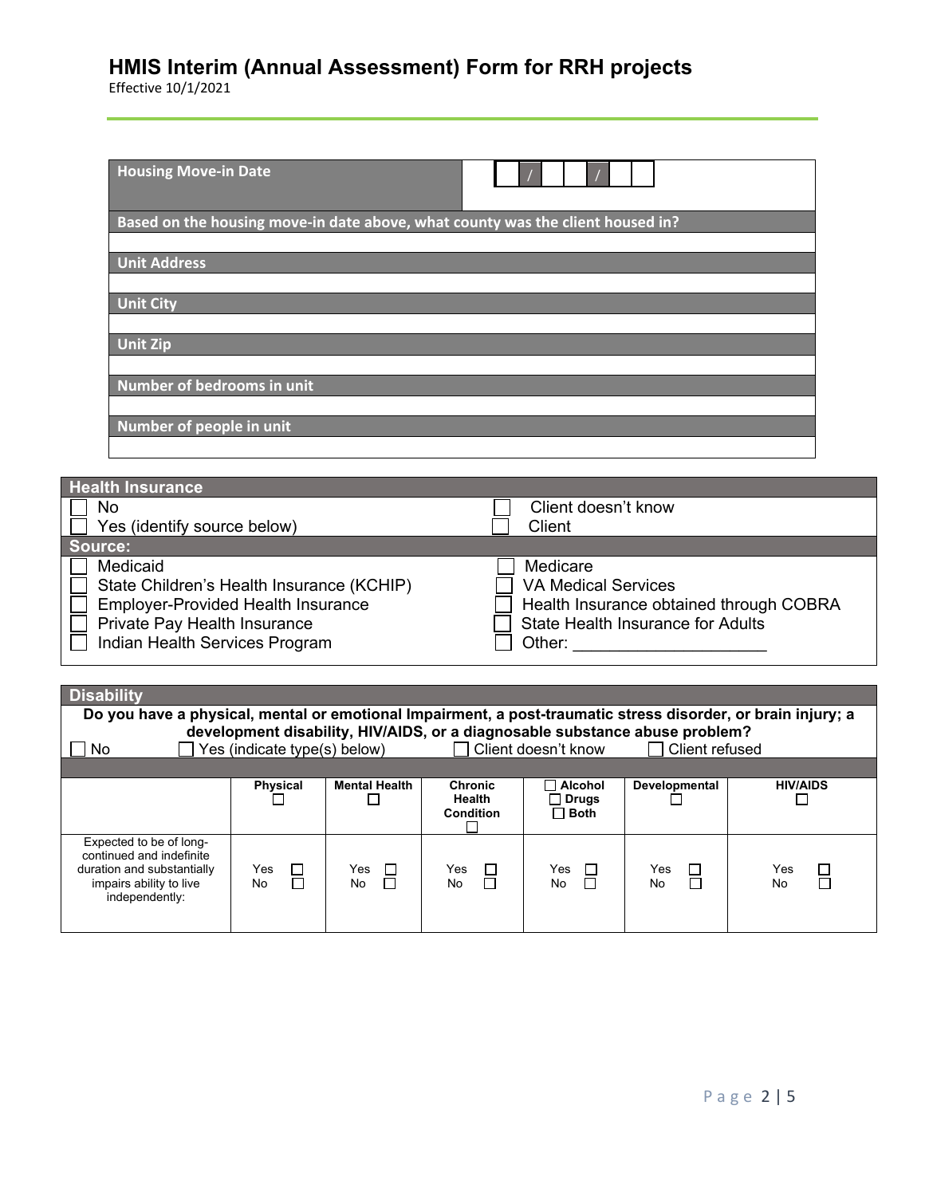# HMIS Interim (Annual Assessment) Form for RRH projects

Effective 10/1/2021

| Housing Move-in Date | ☐☐ / ☐☐ / ☐☐ |
|---|---|
| **Based on the housing move-in date above, what county was the client housed in?** | |
| | |
| **Unit Address** | |
| | |
| **Unit City** | |
| | |
| **Unit Zip** | |
| | |
| **Number of bedrooms in unit** | |
| | |
| **Number of people in unit** | |
| | |

| **Health Insurance** | |
|---|---|
| ☐ No | ☐ Client doesn't know |
| ☐ Yes (identify source below) | ☐ Client |
| **Source:** | |
| ☐ Medicaid | ☐ Medicare |
| ☐ State Children's Health Insurance (KCHIP) | ☐ VA Medical Services |
| ☐ Employer-Provided Health Insurance | ☐ Health Insurance obtained through COBRA |
| ☐ Private Pay Health Insurance | ☐ State Health Insurance for Adults |
| ☐ Indian Health Services Program | ☐ Other: ____________________ |

**Disability**

**Do you have a physical, mental or emotional Impairment, a post-traumatic stress disorder, or brain injury; a development disability, HIV/AIDS, or a diagnosable substance abuse problem?**

☐ No ☐ Yes (indicate type(s) below) ☐ Client doesn't know ☐ Client refused

| | Physical ☐ | Mental Health ☐ | Chronic Health Condition ☐ | ☐ Alcohol ☐ Drugs ☐ Both | Developmental ☐ | HIV/AIDS ☐ |
|---|---|---|---|---|---|---|
| Expected to be of long-continued and indefinite duration and substantially impairs ability to live independently: | Yes ☐ No ☐ | Yes ☐ No ☐ | Yes ☐ No ☐ | Yes ☐ No ☐ | Yes ☐ No ☐ | Yes ☐ No ☐ |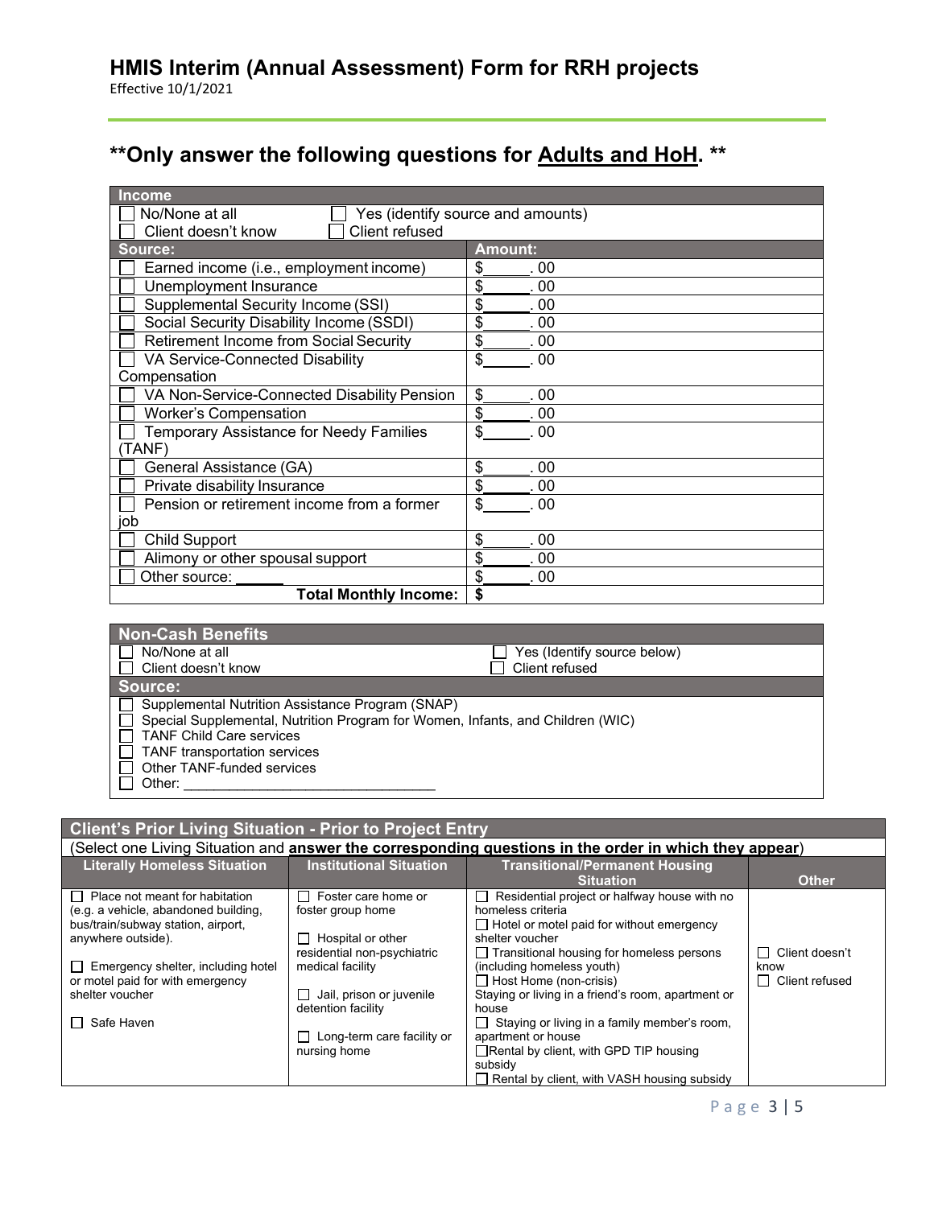# HMIS Interim (Annual Assessment) Form for RRH projects

Effective 10/1/2021

## **Only answer the following questions for Adults and HoH. **

| Income | |
|---|---|
| ☐ No/None at all ☐ Client doesn't know | ☐ Yes (identify source and amounts) ☐ Client refused |
| **Source:** | **Amount:** |
| ☐ Earned income (i.e., employment income) | $______. 00 |
| ☐ Unemployment Insurance | $______. 00 |
| ☐ Supplemental Security Income (SSI) | $______. 00 |
| ☐ Social Security Disability Income (SSDI) | $______. 00 |
| ☐ Retirement Income from Social Security | $______. 00 |
| ☐ VA Service-Connected Disability Compensation | $______. 00 |
| ☐ VA Non-Service-Connected Disability Pension | $______. 00 |
| ☐ Worker's Compensation | $______. 00 |
| ☐ Temporary Assistance for Needy Families (TANF) | $______. 00 |
| ☐ General Assistance (GA) | $______. 00 |
| ☐ Private disability Insurance | $______. 00 |
| ☐ Pension or retirement income from a former job | $______. 00 |
| ☐ Child Support | $______. 00 |
| ☐ Alimony or other spousal support | $______. 00 |
| ☐ Other source: ______ | $______. 00 |
| **Total Monthly Income:** | **$** |

| Non-Cash Benefits | |
|---|---|
| ☐ No/None at all ☐ Client doesn't know | ☐ Yes (Identify source below) ☐ Client refused |
| **Source:** | |

☐ Supplemental Nutrition Assistance Program (SNAP)
☐ Special Supplemental, Nutrition Program for Women, Infants, and Children (WIC)
☐ TANF Child Care services
☐ TANF transportation services
☐ Other TANF-funded services
☐ Other: ________________________________

### Client's Prior Living Situation - Prior to Project Entry

(Select one Living Situation and **answer the corresponding questions in the order in which they appear**)

| Literally Homeless Situation | Institutional Situation | Transitional/Permanent Housing Situation | Other |
|---|---|---|---|
| ☐ Place not meant for habitation (e.g. a vehicle, abandoned building, bus/train/subway station, airport, anywhere outside).<br><br>☐ Emergency shelter, including hotel or motel paid for with emergency shelter voucher<br><br>☐ Safe Haven | ☐ Foster care home or foster group home<br><br>☐ Hospital or other residential non-psychiatric medical facility<br><br>☐ Jail, prison or juvenile detention facility<br><br>☐ Long-term care facility or nursing home | ☐ Residential project or halfway house with no homeless criteria<br>☐ Hotel or motel paid for without emergency shelter voucher<br>☐ Transitional housing for homeless persons (including homeless youth)<br>☐ Host Home (non-crisis)<br>Staying or living in a friend's room, apartment or house<br>☐ Staying or living in a family member's room, apartment or house<br>☐ Rental by client, with GPD TIP housing subsidy<br>☐ Rental by client, with VASH housing subsidy | ☐ Client doesn't know<br>☐ Client refused |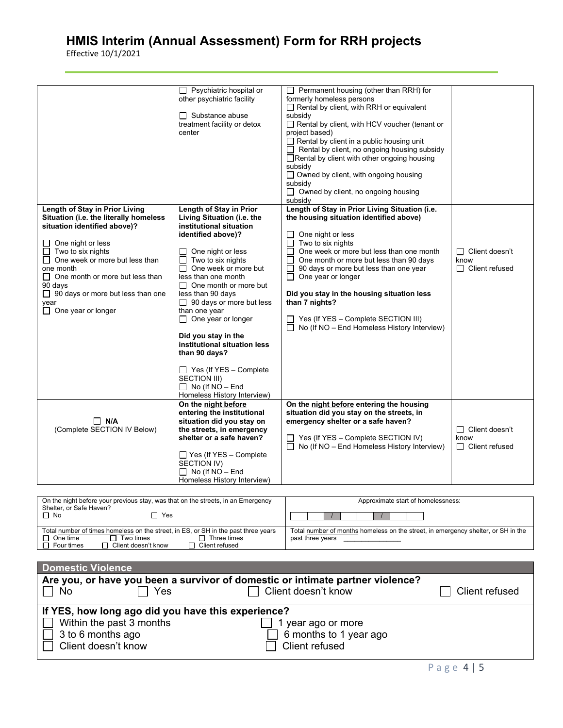# HMIS Interim (Annual Assessment) Form for RRH projects

Effective 10/1/2021

| | | | |
|---|---|---|---|
| | ☐ Psychiatric hospital or other psychiatric facility<br><br>☐ Substance abuse treatment facility or detox center | ☐ Permanent housing (other than RRH) for formerly homeless persons<br>☐ Rental by client, with RRH or equivalent subsidy<br>☐ Rental by client, with HCV voucher (tenant or project based)<br>☐ Rental by client in a public housing unit<br>☐ Rental by client, no ongoing housing subsidy<br>☐ Rental by client with other ongoing housing subsidy<br>☐ Owned by client, with ongoing housing subsidy<br>☐ Owned by client, no ongoing housing subsidy | |
| **Length of Stay in Prior Living Situation (i.e. the literally homeless situation identified above)?**<br><br>☐ One night or less<br>☐ Two to six nights<br>☐ One week or more but less than one month<br>☐ One month or more but less than 90 days<br>☐ 90 days or more but less than one year<br>☐ One year or longer | **Length of Stay in Prior Living Situation (i.e. the institutional situation identified above)?**<br><br>☐ One night or less<br>☐ Two to six nights<br>☐ One week or more but less than one month<br>☐ One month or more but less than 90 days<br>☐ 90 days or more but less than one year<br>☐ One year or longer<br><br>**Did you stay in the institutional situation less than 90 days?**<br><br>☐ Yes (If YES – Complete SECTION III)<br>☐ No (If NO – End Homeless History Interview) | **Length of Stay in Prior Living Situation (i.e. the housing situation identified above)**<br><br>☐ One night or less<br>☐ Two to six nights<br>☐ One week or more but less than one month<br>☐ One month or more but less than 90 days<br>☐ 90 days or more but less than one year<br>☐ One year or longer<br><br>**Did you stay in the housing situation less than 7 nights?**<br><br>☐ Yes (If YES – Complete SECTION III)<br>☐ No (If NO – End Homeless History Interview) | ☐ Client doesn't know<br>☐ Client refused |
| ☐ **N/A**<br>(Complete SECTION IV Below) | **On the night before entering the institutional situation did you stay on the streets, in emergency shelter or a safe haven?**<br><br>☐ Yes (If YES – Complete SECTION IV)<br>☐ No (If NO – End Homeless History Interview) | **On the night before entering the housing situation did you stay on the streets, in emergency shelter or a safe haven?**<br><br>☐ Yes (If YES – Complete SECTION IV)<br>☐ No (If NO – End Homeless History Interview) | ☐ Client doesn't know<br>☐ Client refused |

| | |
|---|---|
| On the night before your previous stay, was that on the streets, in an Emergency Shelter, or Safe Haven?<br>☐ No ☐ Yes | Approximate start of homelessness:<br>__ __ / __ __ / __ __ __ __ |
| Total number of times homeless on the street, in ES, or SH in the past three years<br>☐ One time ☐ Two times ☐ Three times<br>☐ Four times ☐ Client doesn't know ☐ Client refused | Total number of months homeless on the street, in emergency shelter, or SH in the past three years ______________ |

## Domestic Violence

**Are you, or have you been a survivor of domestic or intimate partner violence?**

☐ No ☐ Yes ☐ Client doesn't know ☐ Client refused

**If YES, how long ago did you have this experience?**

☐ Within the past 3 months
☐ 3 to 6 months ago
☐ Client doesn't know
☐ 1 year ago or more
☐ 6 months to 1 year ago
☐ Client refused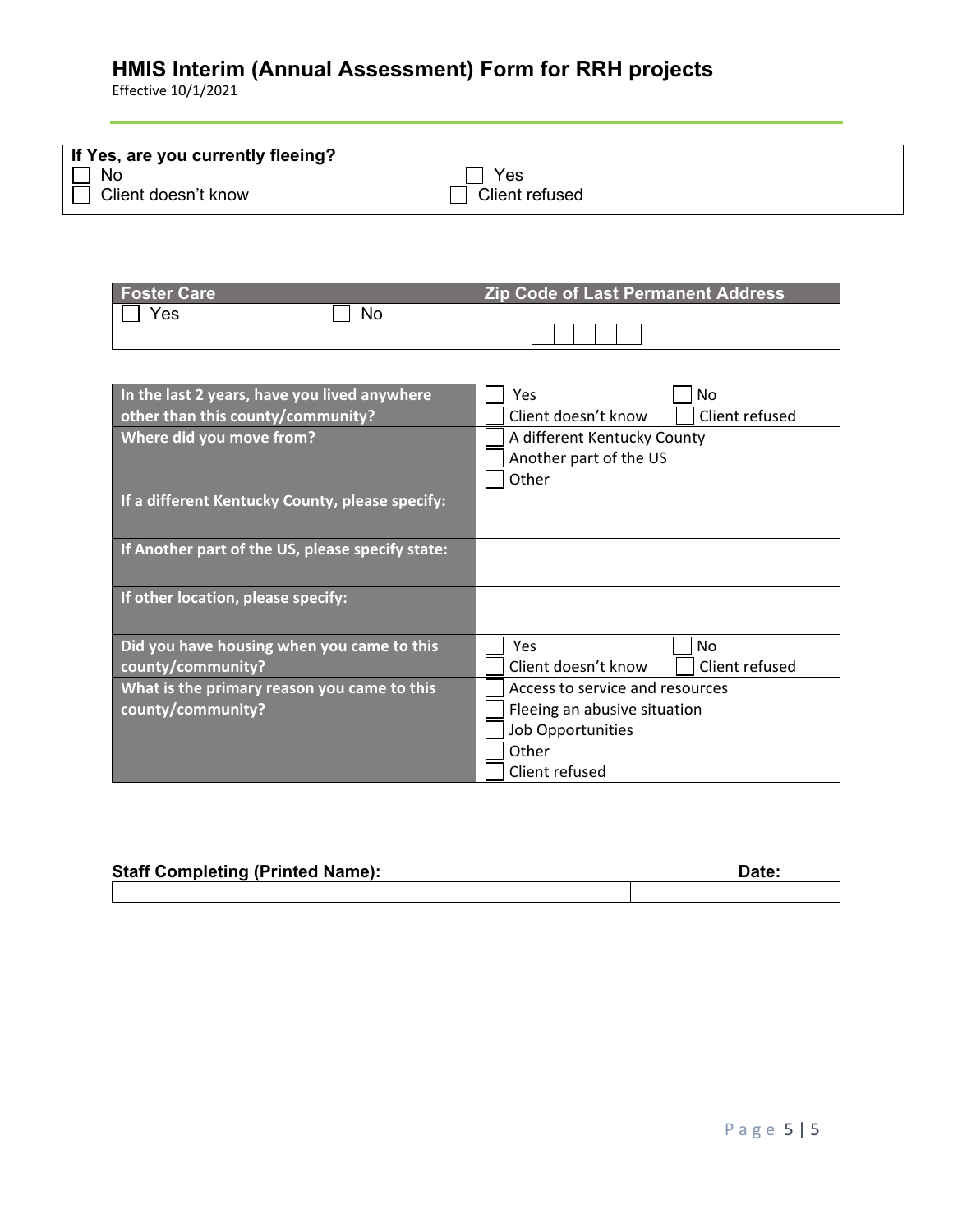# HMIS Interim (Annual Assessment) Form for RRH projects

Effective 10/1/2021

| **If Yes, are you currently fleeing?** | |
|---|---|
| ☐ No | ☐ Yes |
| ☐ Client doesn't know | ☐ Client refused |

| **Foster Care** | **Zip Code of Last Permanent Address** |
|---|---|
| ☐ Yes ☐ No | ☐☐☐☐☐ |

| | |
|---|---|
| **In the last 2 years, have you lived anywhere other than this county/community?** | ☐ Yes ☐ No<br>☐ Client doesn't know ☐ Client refused |
| **Where did you move from?** | ☐ A different Kentucky County<br>☐ Another part of the US<br>☐ Other |
| **If a different Kentucky County, please specify:** | |
| **If Another part of the US, please specify state:** | |
| **If other location, please specify:** | |
| **Did you have housing when you came to this county/community?** | ☐ Yes ☐ No<br>☐ Client doesn't know ☐ Client refused |
| **What is the primary reason you came to this county/community?** | ☐ Access to service and resources<br>☐ Fleeing an abusive situation<br>☐ Job Opportunities<br>☐ Other<br>☐ Client refused |

| **Staff Completing (Printed Name):** | **Date:** |
|---|---|
| | |